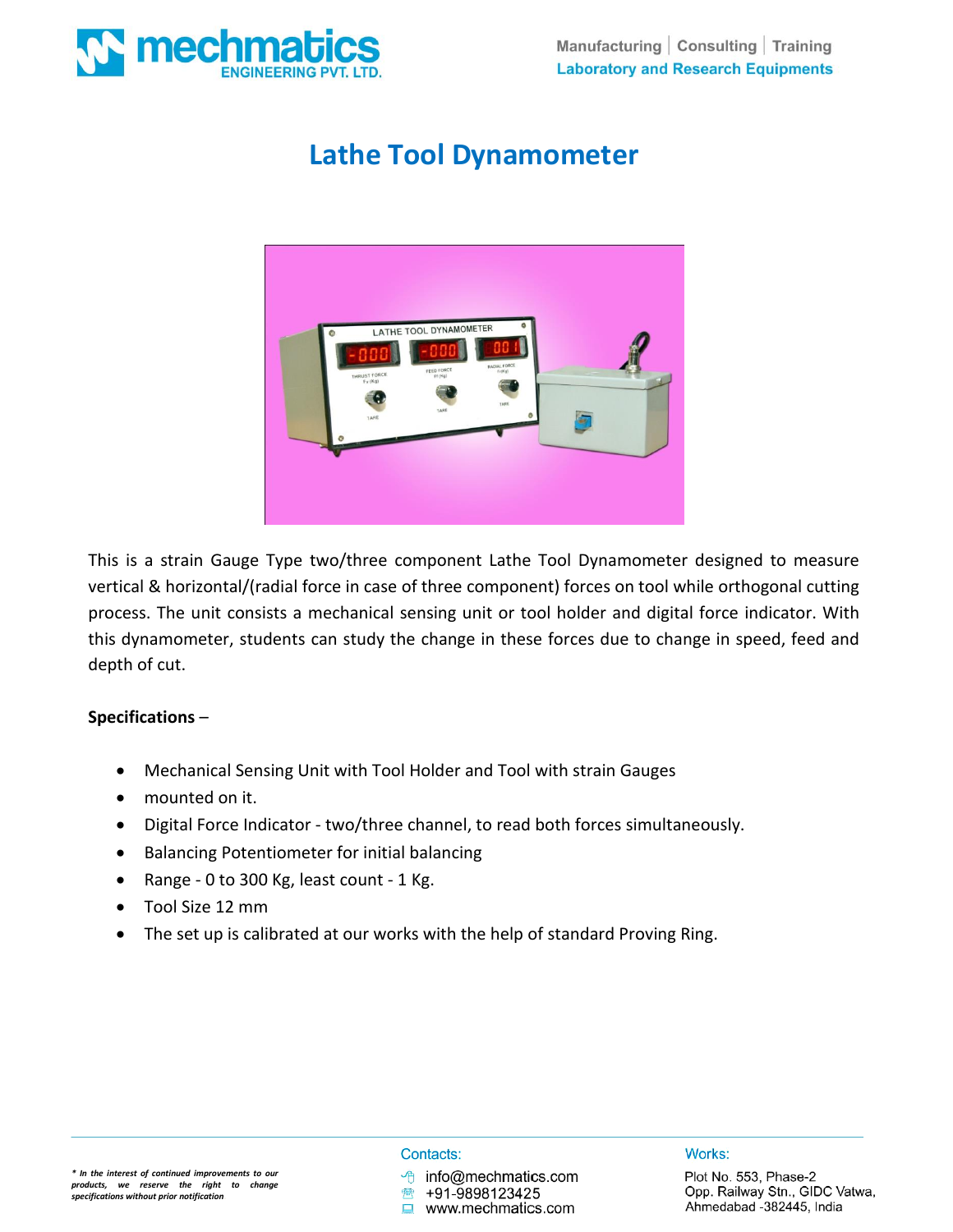# Lathe Tool Dynamometer

This is a strain Gauge Type two/three component Lathe Tool Dynamometer designed to measure vertical & horizontal/(radial force in case of three component) forces on tool while orthogonal cutting process. The unit consists a mechanical sensing unit or tool holder and digital force indicator. With this dynamometer, students can study the change in these forces due to change in speed, feed and depth of cut.

**Specifications** –

- Mechanical Sensing Unit with Tool Holder and Tool with strain Gauges
- mounted on it.
- Digital Force Indicator - two/three channel, to read both forces simultaneously.
- Balancing Potentiometer for initial balancing
- Range - 0 to 300 Kg, least count - 1 Kg.
- Tool Size 12 mm
- The set up is calibrated at our works with the help of standard Proving Ring.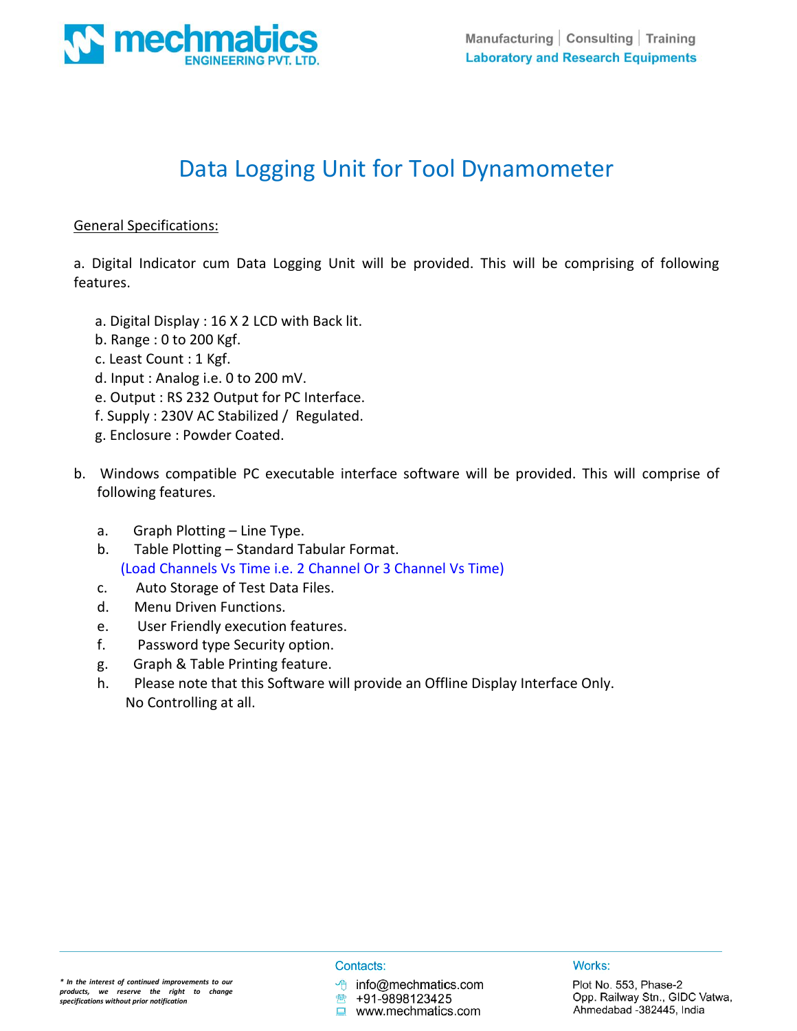# Data Logging Unit for Tool Dynamometer

General Specifications:

a. Digital Indicator cum Data Logging Unit will be provided. This will be comprising of following features.

a. Digital Display : 16 X 2 LCD with Back lit.
b. Range : 0 to 200 Kgf.
c. Least Count : 1 Kgf.
d. Input : Analog i.e. 0 to 200 mV.
e. Output : RS 232 Output for PC Interface.
f. Supply : 230V AC Stabilized / Regulated.
g. Enclosure : Powder Coated.

b. Windows compatible PC executable interface software will be provided. This will comprise of following features.

a. Graph Plotting – Line Type.
b. Table Plotting – Standard Tabular Format.
(Load Channels Vs Time i.e. 2 Channel Or 3 Channel Vs Time)
c. Auto Storage of Test Data Files.
d. Menu Driven Functions.
e. User Friendly execution features.
f. Password type Security option.
g. Graph & Table Printing feature.
h. Please note that this Software will provide an Offline Display Interface Only. No Controlling at all.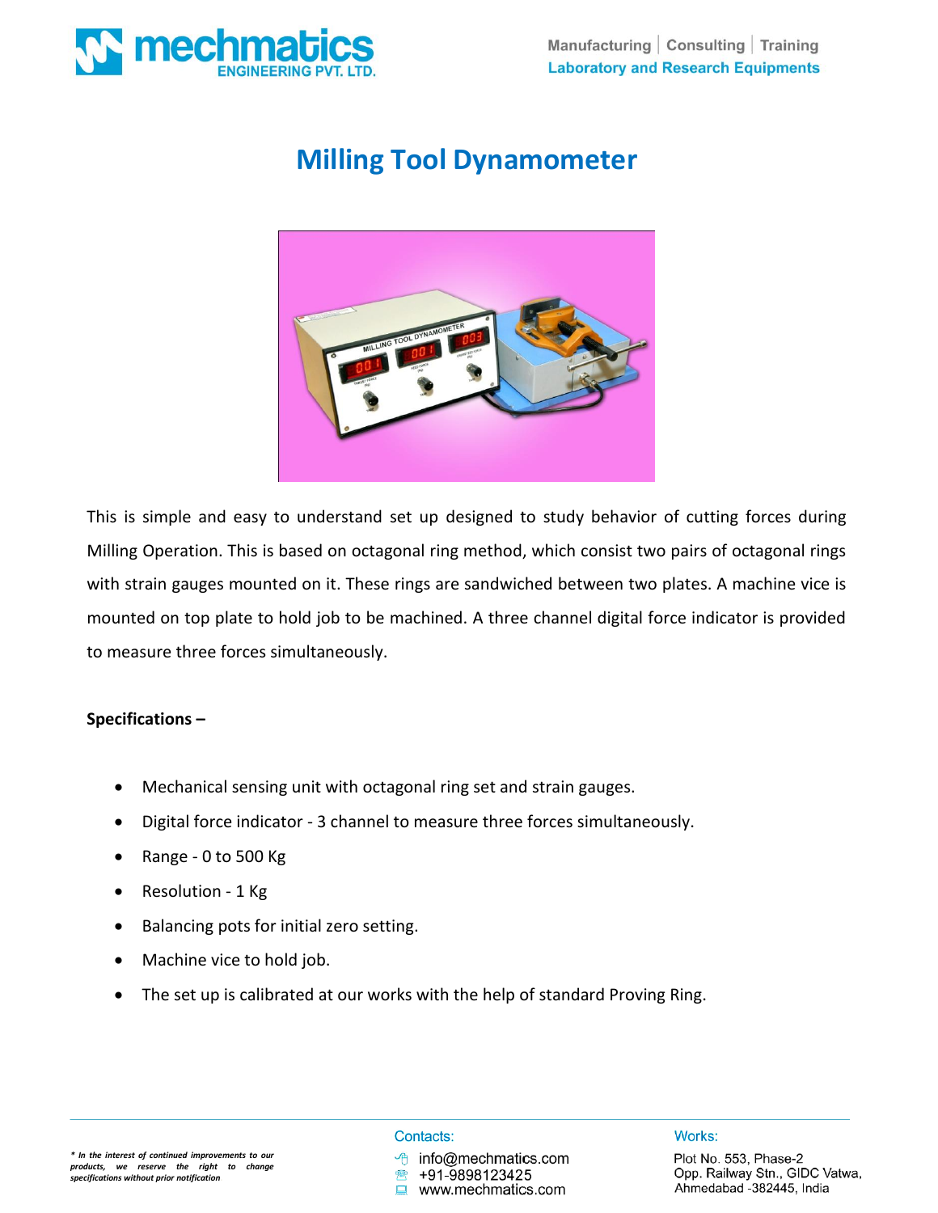# Milling Tool Dynamometer

This is simple and easy to understand set up designed to study behavior of cutting forces during Milling Operation. This is based on octagonal ring method, which consist two pairs of octagonal rings with strain gauges mounted on it. These rings are sandwiched between two plates. A machine vice is mounted on top plate to hold job to be machined. A three channel digital force indicator is provided to measure three forces simultaneously.

**Specifications –**

- Mechanical sensing unit with octagonal ring set and strain gauges.
- Digital force indicator - 3 channel to measure three forces simultaneously.
- Range - 0 to 500 Kg
- Resolution - 1 Kg
- Balancing pots for initial zero setting.
- Machine vice to hold job.
- The set up is calibrated at our works with the help of standard Proving Ring.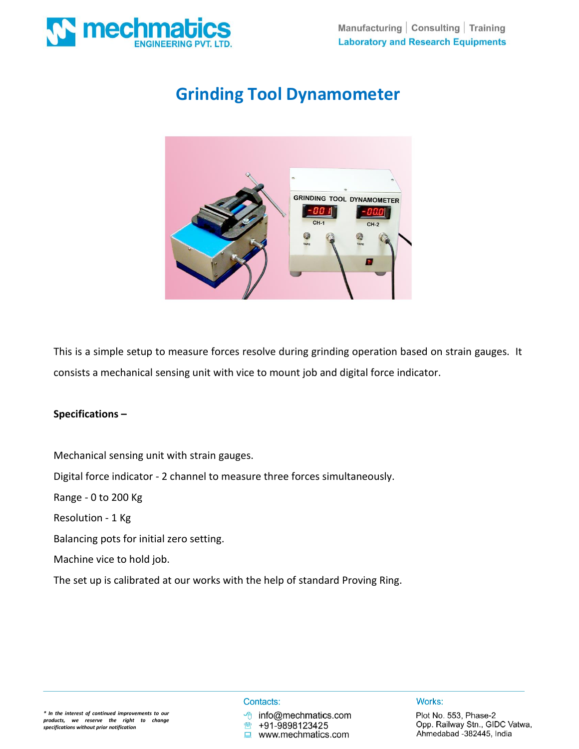# Grinding Tool Dynamometer

This is a simple setup to measure forces resolve during grinding operation based on strain gauges. It consists a mechanical sensing unit with vice to mount job and digital force indicator.

**Specifications –**

Mechanical sensing unit with strain gauges.

Digital force indicator - 2 channel to measure three forces simultaneously.

Range - 0 to 200 Kg

Resolution - 1 Kg

Balancing pots for initial zero setting.

Machine vice to hold job.

The set up is calibrated at our works with the help of standard Proving Ring.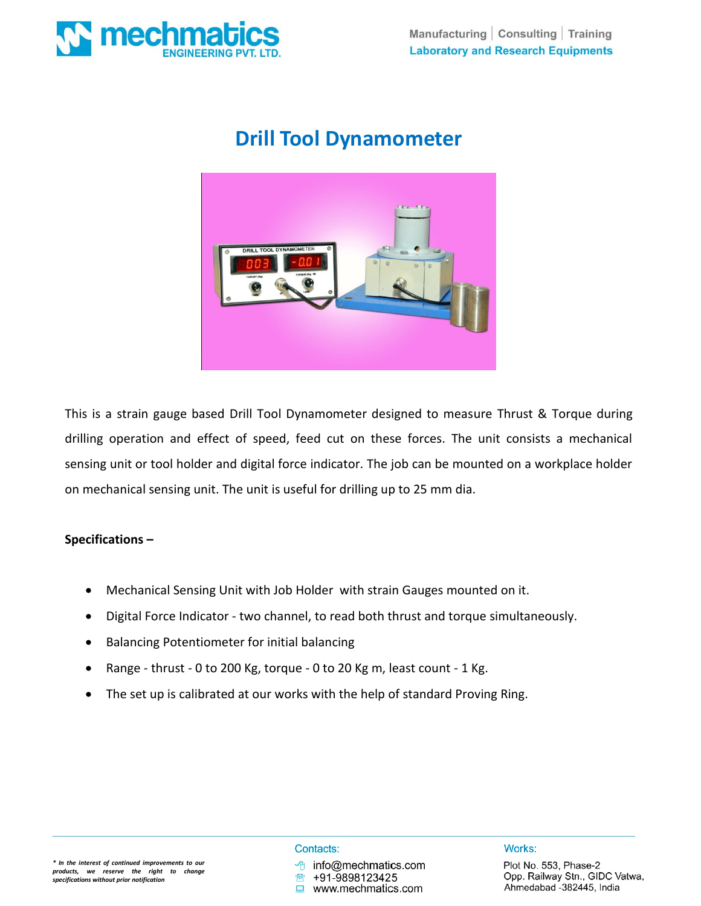# Drill Tool Dynamometer

This is a strain gauge based Drill Tool Dynamometer designed to measure Thrust & Torque during drilling operation and effect of speed, feed cut on these forces. The unit consists a mechanical sensing unit or tool holder and digital force indicator. The job can be mounted on a workplace holder on mechanical sensing unit. The unit is useful for drilling up to 25 mm dia.

**Specifications –**

- Mechanical Sensing Unit with Job Holder with strain Gauges mounted on it.
- Digital Force Indicator - two channel, to read both thrust and torque simultaneously.
- Balancing Potentiometer for initial balancing
- Range - thrust - 0 to 200 Kg, torque - 0 to 20 Kg m, least count - 1 Kg.
- The set up is calibrated at our works with the help of standard Proving Ring.